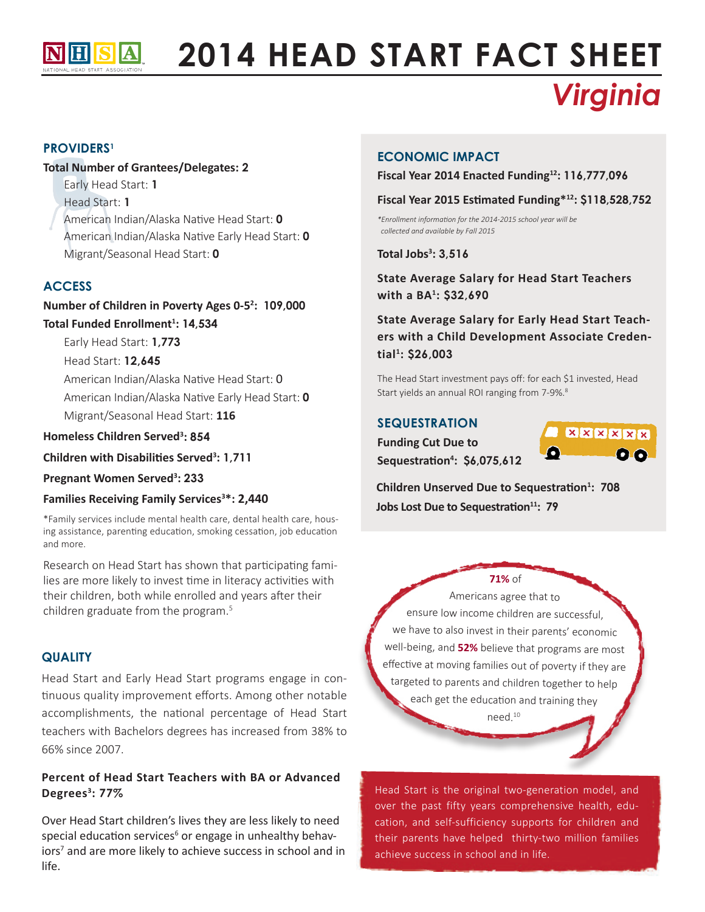# 2014 HEAD START FACT SHEET

## *Virginia*

## PROVIDERS[1]

**Total Number of Grantees/Delegates: 2**

- Early Head Start: **1**
- Head Start: **1**
- American Indian/Alaska Native Head Start: **0**
- American Indian/Alaska Native Early Head Start: **0**
- Migrant/Seasonal Head Start: **0**

## ACCESS

**Number of Children in Poverty Ages 0-5[2]: 109,000**

**Total Funded Enrollment[1]: 14,534**

- Early Head Start: **1,773**
- Head Start: **12,645**
- American Indian/Alaska Native Head Start: 0
- American Indian/Alaska Native Early Head Start: **0**
- Migrant/Seasonal Head Start: **116**

**Homeless Children Served[3]: 854**

**Children with Disabilities Served[3]: 1,711**

**Pregnant Women Served[3]: 233**

**Families Receiving Family Services[3]*: 2,440**

*Family services include mental health care, dental health care, housing assistance, parenting education, smoking cessation, job education and more.

Research on Head Start has shown that participating families are more likely to invest time in literacy activities with their children, both while enrolled and years after their children graduate from the program.[5]

## QUALITY

Head Start and Early Head Start programs engage in continuous quality improvement efforts. Among other notable accomplishments, the national percentage of Head Start teachers with Bachelors degrees has increased from 38% to 66% since 2007.

**Percent of Head Start Teachers with BA or Advanced Degrees[3]: 77%**

Over Head Start children's lives they are less likely to need special education services[6] or engage in unhealthy behaviors[7] and are more likely to achieve success in school and in life.

## ECONOMIC IMPACT

**Fiscal Year 2014 Enacted Funding[12]: 116,777,096**

**Fiscal Year 2015 Estimated Funding*[12]: $118,528,752**

*\*Enrollment information for the 2014-2015 school year will be collected and available by Fall 2015*

**Total Jobs[3]: 3,516**

**State Average Salary for Head Start Teachers with a BA[1]: $32,690**

**State Average Salary for Early Head Start Teachers with a Child Development Associate Credential[1]: $26,003**

The Head Start investment pays off: for each $1 invested, Head Start yields an annual ROI ranging from 7-9%.[8]

## SEQUESTRATION

**Funding Cut Due to Sequestration[4]: $6,075,612**

**Children Unserved Due to Sequestration[1]: 708**

**Jobs Lost Due to Sequestration[11]: 79**

**71%** of Americans agree that to ensure low income children are successful, we have to also invest in their parents' economic well-being, and **52%** believe that programs are most effective at moving families out of poverty if they are targeted to parents and children together to help each get the education and training they need.[10]

Head Start is the original two-generation model, and over the past fifty years comprehensive health, education, and self-sufficiency supports for children and their parents have helped thirty-two million families achieve success in school and in life.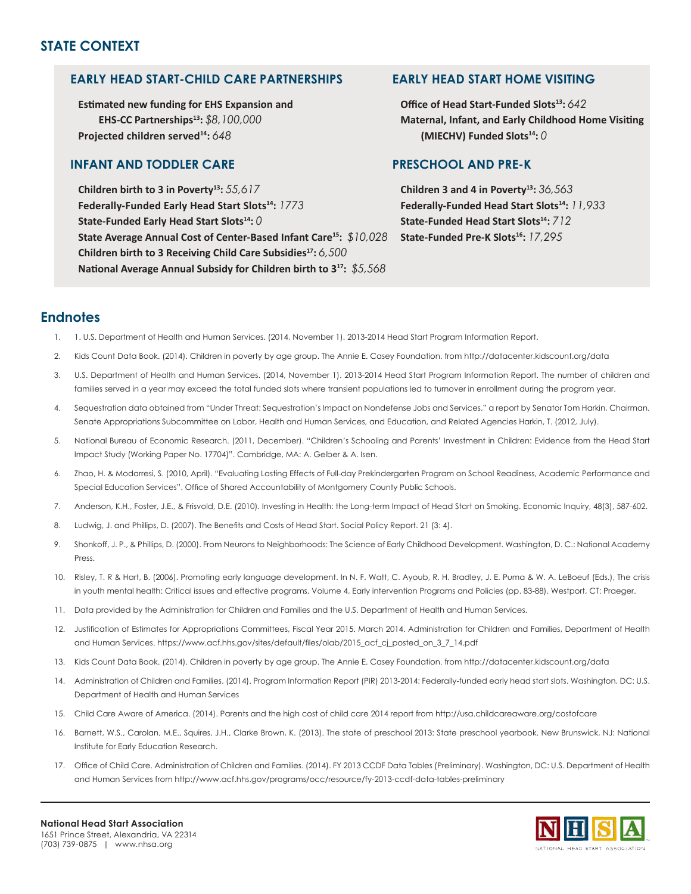## STATE CONTEXT

### EARLY HEAD START-CHILD CARE PARTNERSHIPS

**Estimated new funding for EHS Expansion and EHS-CC Partnerships[13]:** *$8,100,000*
**Projected children served[14]:** *648*

### INFANT AND TODDLER CARE

**Children birth to 3 in Poverty[13]:** *55,617*
**Federally-Funded Early Head Start Slots[14]:** *1773*
**State-Funded Early Head Start Slots[14]:** *0*
**State Average Annual Cost of Center-Based Infant Care[15]:** *$10,028*
**Children birth to 3 Receiving Child Care Subsidies[17]:** *6,500*
**National Average Annual Subsidy for Children birth to 3[17]:** *$5,568*

### EARLY HEAD START HOME VISITING

**Office of Head Start-Funded Slots[13]:** *642*
**Maternal, Infant, and Early Childhood Home Visiting (MIECHV) Funded Slots[14]:** *0*

### PRESCHOOL AND PRE-K

**Children 3 and 4 in Poverty[13]:** *36,563*
**Federally-Funded Head Start Slots[14]:** *11,933*
**State-Funded Head Start Slots[14]:** *712*
**State-Funded Pre-K Slots[16]:** *17,295*

## Endnotes

1. 1. U.S. Department of Health and Human Services. (2014, November 1). 2013-2014 Head Start Program Information Report.
2. Kids Count Data Book. (2014). Children in poverty by age group. The Annie E. Casey Foundation. from http://datacenter.kidscount.org/data
3. U.S. Department of Health and Human Services. (2014, November 1). 2013-2014 Head Start Program Information Report. The number of children and families served in a year may exceed the total funded slots where transient populations led to turnover in enrollment during the program year.
4. Sequestration data obtained from "Under Threat: Sequestration's Impact on Nondefense Jobs and Services," a report by Senator Tom Harkin, Chairman, Senate Appropriations Subcommittee on Labor, Health and Human Services, and Education, and Related Agencies Harkin, T. (2012, July).
5. National Bureau of Economic Research. (2011, December). "Children's Schooling and Parents' Investment in Children: Evidence from the Head Start Impact Study (Working Paper No. 17704)". Cambridge, MA: A. Gelber & A. Isen.
6. Zhao, H. & Modarresi, S. (2010, April). "Evaluating Lasting Effects of Full-day Prekindergarten Program on School Readiness, Academic Performance and Special Education Services". Office of Shared Accountability of Montgomery County Public Schools.
7. Anderson, K.H., Foster, J.E., & Frisvold, D.E. (2010). Investing in Health: the Long-term Impact of Head Start on Smoking. Economic Inquiry, 48(3), 587-602.
8. Ludwig, J. and Phillips, D. (2007). The Benefits and Costs of Head Start. Social Policy Report. 21 (3: 4).
9. Shonkoff, J. P., & Phillips, D. (2000). From Neurons to Neighborhoods: The Science of Early Childhood Development. Washington, D. C.: National Academy Press.
10. Risley, T. R & Hart, B. (2006). Promoting early language development. In N. F. Watt, C. Ayoub, R. H. Bradley, J. E. Puma & W. A. LeBoeuf (Eds.), The crisis in youth mental health: Critical issues and effective programs, Volume 4, Early intervention Programs and Policies (pp. 83-88). Westport, CT: Praeger.
11. Data provided by the Administration for Children and Families and the U.S. Department of Health and Human Services.
12. Justification of Estimates for Appropriations Committees, Fiscal Year 2015. March 2014. Administration for Children and Families, Department of Health and Human Services. https://www.acf.hhs.gov/sites/default/files/olab/2015_acf_cj_posted_on_3_7_14.pdf
13. Kids Count Data Book. (2014). Children in poverty by age group. The Annie E. Casey Foundation. from http://datacenter.kidscount.org/data
14. Administration of Children and Families. (2014). Program Information Report (PIR) 2013-2014: Federally-funded early head start slots. Washington, DC: U.S. Department of Health and Human Services
15. Child Care Aware of America. (2014). Parents and the high cost of child care 2014 report from http://usa.childcareaware.org/costofcare
16. Barnett, W.S., Carolan, M.E., Squires, J.H., Clarke Brown, K. (2013). The state of preschool 2013: State preschool yearbook. New Brunswick, NJ: National Institute for Early Education Research.
17. Office of Child Care. Administration of Children and Families. (2014). FY 2013 CCDF Data Tables (Preliminary). Washington, DC: U.S. Department of Health and Human Services from http://www.acf.hhs.gov/programs/occ/resource/fy-2013-ccdf-data-tables-preliminary

**National Head Start Association**
1651 Prince Street, Alexandria, VA 22314
(703) 739-0875 | www.nhsa.org

NHSA
NATIONAL HEAD START ASSOCIATION